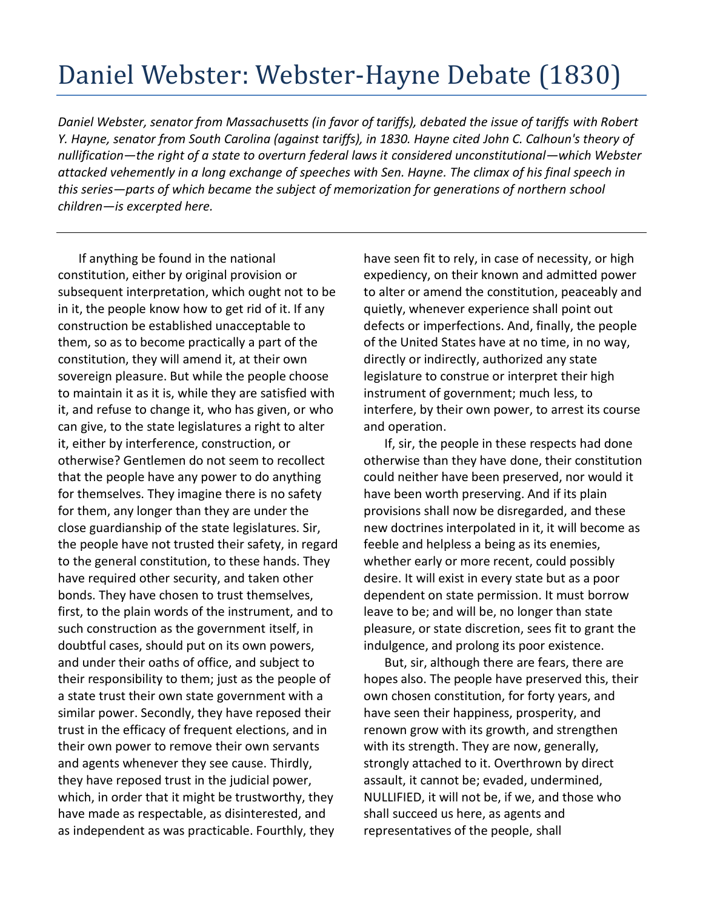# Daniel Webster: Webster-Hayne Debate (1830)

*Daniel Webster, senator from Massachusetts (in favor of tariffs), debated the issue of tariffs with Robert Y. Hayne, senator from South Carolina (against tariffs), in 1830. Hayne cited John C. Calhoun's theory of nullification—the right of a state to overturn federal laws it considered unconstitutional—which Webster attacked vehemently in a long exchange of speeches with Sen. Hayne. The climax of his final speech in this series—parts of which became the subject of memorization for generations of northern school children—is excerpted here.*

---

If anything be found in the national constitution, either by original provision or subsequent interpretation, which ought not to be in it, the people know how to get rid of it. If any construction be established unacceptable to them, so as to become practically a part of the constitution, they will amend it, at their own sovereign pleasure. But while the people choose to maintain it as it is, while they are satisfied with it, and refuse to change it, who has given, or who can give, to the state legislatures a right to alter it, either by interference, construction, or otherwise? Gentlemen do not seem to recollect that the people have any power to do anything for themselves. They imagine there is no safety for them, any longer than they are under the close guardianship of the state legislatures. Sir, the people have not trusted their safety, in regard to the general constitution, to these hands. They have required other security, and taken other bonds. They have chosen to trust themselves, first, to the plain words of the instrument, and to such construction as the government itself, in doubtful cases, should put on its own powers, and under their oaths of office, and subject to their responsibility to them; just as the people of a state trust their own state government with a similar power. Secondly, they have reposed their trust in the efficacy of frequent elections, and in their own power to remove their own servants and agents whenever they see cause. Thirdly, they have reposed trust in the judicial power, which, in order that it might be trustworthy, they have made as respectable, as disinterested, and as independent as was practicable. Fourthly, they have seen fit to rely, in case of necessity, or high expediency, on their known and admitted power to alter or amend the constitution, peaceably and quietly, whenever experience shall point out defects or imperfections. And, finally, the people of the United States have at no time, in no way, directly or indirectly, authorized any state legislature to construe or interpret their high instrument of government; much less, to interfere, by their own power, to arrest its course and operation.

If, sir, the people in these respects had done otherwise than they have done, their constitution could neither have been preserved, nor would it have been worth preserving. And if its plain provisions shall now be disregarded, and these new doctrines interpolated in it, it will become as feeble and helpless a being as its enemies, whether early or more recent, could possibly desire. It will exist in every state but as a poor dependent on state permission. It must borrow leave to be; and will be, no longer than state pleasure, or state discretion, sees fit to grant the indulgence, and prolong its poor existence.

But, sir, although there are fears, there are hopes also. The people have preserved this, their own chosen constitution, for forty years, and have seen their happiness, prosperity, and renown grow with its growth, and strengthen with its strength. They are now, generally, strongly attached to it. Overthrown by direct assault, it cannot be; evaded, undermined, NULLIFIED, it will not be, if we, and those who shall succeed us here, as agents and representatives of the people, shall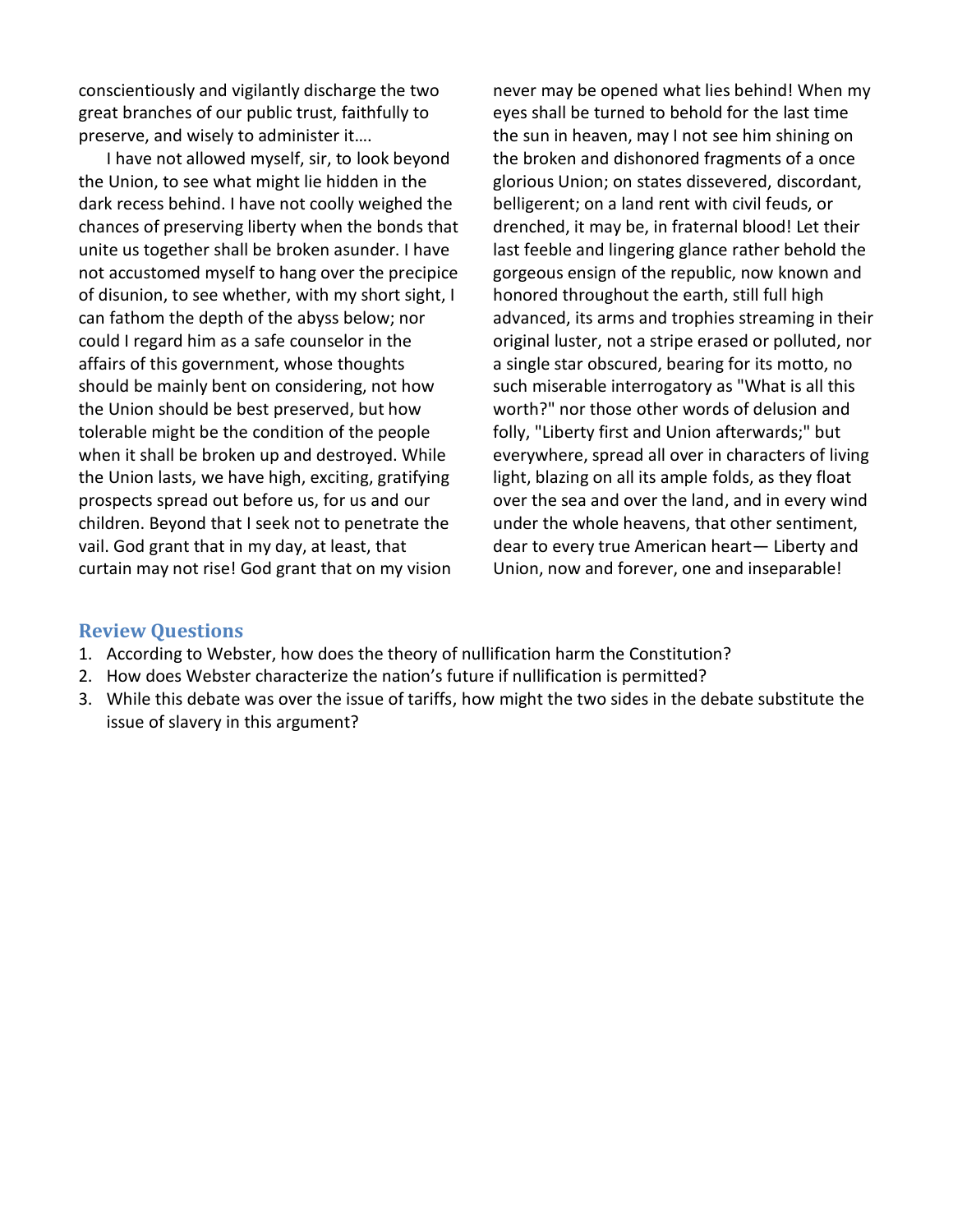conscientiously and vigilantly discharge the two great branches of our public trust, faithfully to preserve, and wisely to administer it….

I have not allowed myself, sir, to look beyond the Union, to see what might lie hidden in the dark recess behind. I have not coolly weighed the chances of preserving liberty when the bonds that unite us together shall be broken asunder. I have not accustomed myself to hang over the precipice of disunion, to see whether, with my short sight, I can fathom the depth of the abyss below; nor could I regard him as a safe counselor in the affairs of this government, whose thoughts should be mainly bent on considering, not how the Union should be best preserved, but how tolerable might be the condition of the people when it shall be broken up and destroyed. While the Union lasts, we have high, exciting, gratifying prospects spread out before us, for us and our children. Beyond that I seek not to penetrate the vail. God grant that in my day, at least, that curtain may not rise! God grant that on my vision never may be opened what lies behind! When my eyes shall be turned to behold for the last time the sun in heaven, may I not see him shining on the broken and dishonored fragments of a once glorious Union; on states dissevered, discordant, belligerent; on a land rent with civil feuds, or drenched, it may be, in fraternal blood! Let their last feeble and lingering glance rather behold the gorgeous ensign of the republic, now known and honored throughout the earth, still full high advanced, its arms and trophies streaming in their original luster, not a stripe erased or polluted, nor a single star obscured, bearing for its motto, no such miserable interrogatory as "What is all this worth?" nor those other words of delusion and folly, "Liberty first and Union afterwards;" but everywhere, spread all over in characters of living light, blazing on all its ample folds, as they float over the sea and over the land, and in every wind under the whole heavens, that other sentiment, dear to every true American heart— Liberty and Union, now and forever, one and inseparable!

## Review Questions

1. According to Webster, how does the theory of nullification harm the Constitution?
2. How does Webster characterize the nation's future if nullification is permitted?
3. While this debate was over the issue of tariffs, how might the two sides in the debate substitute the issue of slavery in this argument?